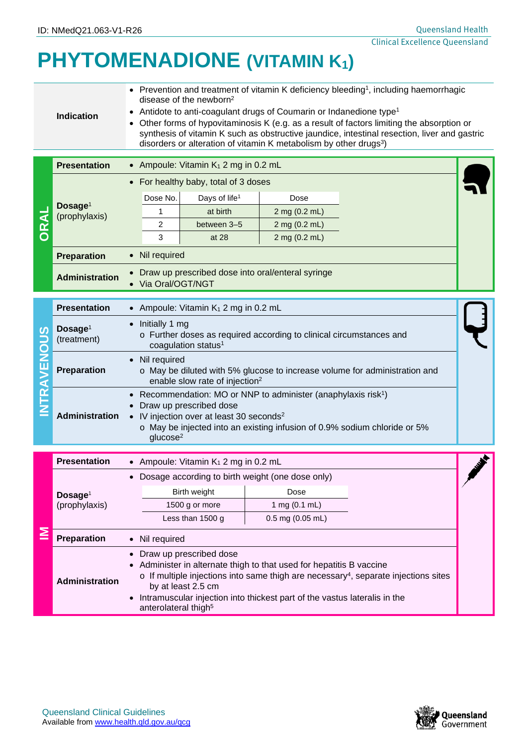ID: NMedQ21.063-V1-R26

# PHYTOMENADIONE (VITAMIN $K_1$)

**Indication**

- Prevention and treatment of vitamin K deficiency bleeding[1], including haemorrhagic disease of the newborn[2]
- Antidote to anti-coagulant drugs of Coumarin or Indanedione type[1]
- Other forms of hypovitaminosis K (e.g. as a result of factors limiting the absorption or synthesis of vitamin K such as obstructive jaundice, intestinal resection, liver and gastric disorders or alteration of vitamin K metabolism by other drugs[3])

## ORAL

**Presentation**

- Ampoule: Vitamin $K_1$ 2 mg in 0.2 mL

**Dosage[1] (prophylaxis)**

- For healthy baby, total of 3 doses

| Dose No. | Days of life[1] | Dose |
|---|---|---|
| 1 | at birth | 2 mg (0.2 mL) |
| 2 | between 3–5 | 2 mg (0.2 mL) |
| 3 | at 28 | 2 mg (0.2 mL) |

**Preparation**

- Nil required

**Administration**

- Draw up prescribed dose into oral/enteral syringe
- Via Oral/OGT/NGT

## INTRAVENOUS

**Presentation**

- Ampoule: Vitamin $K_1$ 2 mg in 0.2 mL

**Dosage[1] (treatment)**

- Initially 1 mg
  - Further doses as required according to clinical circumstances and coagulation status[1]

**Preparation**

- Nil required
  - May be diluted with 5% glucose to increase volume for administration and enable slow rate of injection[2]

**Administration**

- Recommendation: MO or NNP to administer (anaphylaxis risk[1])
- Draw up prescribed dose
- IV injection over at least 30 seconds[2]
  - May be injected into an existing infusion of 0.9% sodium chloride or 5% glucose[2]

## IM

**Presentation**

- Ampoule: Vitamin $K_1$ 2 mg in 0.2 mL

**Dosage[1] (prophylaxis)**

- Dosage according to birth weight (one dose only)

| Birth weight | Dose |
|---|---|
| 1500 g or more | 1 mg (0.1 mL) |
| Less than 1500 g | 0.5 mg (0.05 mL) |

**Preparation**

- Nil required

**Administration**

- Draw up prescribed dose
- Administer in alternate thigh to that used for hepatitis B vaccine
  - If multiple injections into same thigh are necessary[4], separate injections sites by at least 2.5 cm
- Intramuscular injection into thickest part of the vastus lateralis in the anterolateral thigh[5]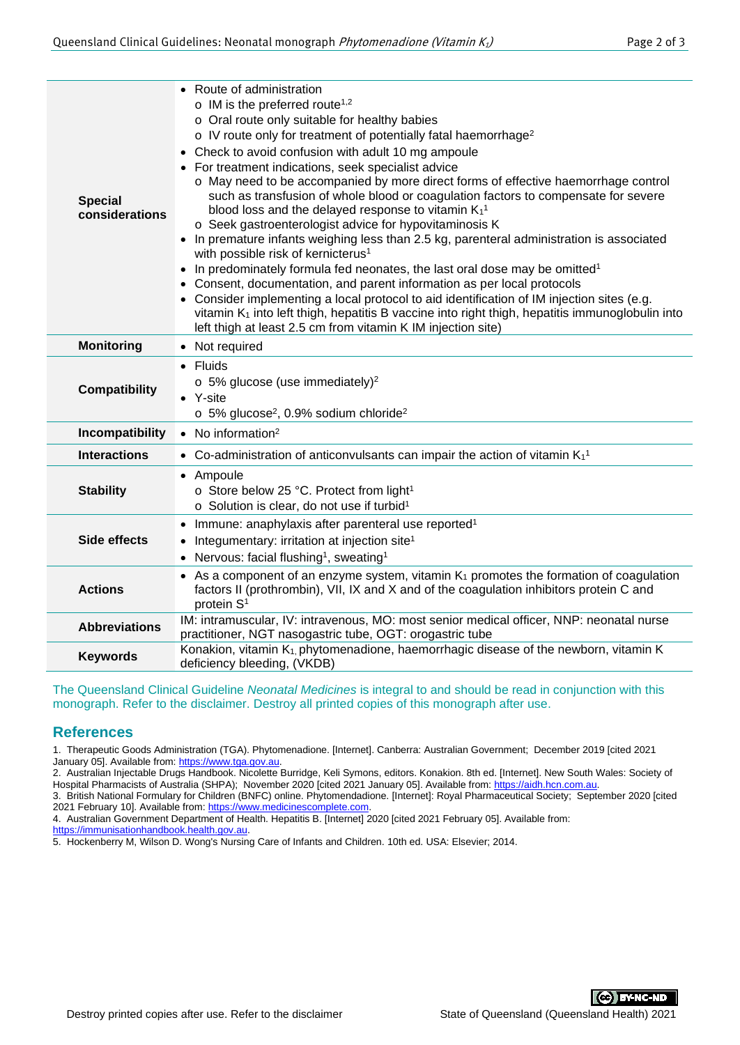| | |
|---|---|
| **Special considerations** | • Route of administration<br>  o IM is the preferred route[1,2]<br>  o Oral route only suitable for healthy babies<br>  o IV route only for treatment of potentially fatal haemorrhage[2]<br>• Check to avoid confusion with adult 10 mg ampoule<br>• For treatment indications, seek specialist advice<br>  o May need to be accompanied by more direct forms of effective haemorrhage control such as transfusion of whole blood or coagulation factors to compensate for severe blood loss and the delayed response to vitamin $K_1$[1]<br>  o Seek gastroenterologist advice for hypovitaminosis K<br>• In premature infants weighing less than 2.5 kg, parenteral administration is associated with possible risk of kernicterus[1]<br>• In predominately formula fed neonates, the last oral dose may be omitted[1]<br>• Consent, documentation, and parent information as per local protocols<br>• Consider implementing a local protocol to aid identification of IM injection sites (e.g. vitamin $K_1$ into left thigh, hepatitis B vaccine into right thigh, hepatitis immunoglobulin into left thigh at least 2.5 cm from vitamin K IM injection site) |
| **Monitoring** | • Not required |
| **Compatibility** | • Fluids<br>  o 5% glucose (use immediately)[2]<br>• Y-site<br>  o 5% glucose[2], 0.9% sodium chloride[2] |
| **Incompatibility** | • No information[2] |
| **Interactions** | • Co-administration of anticonvulsants can impair the action of vitamin $K_1$[1] |
| **Stability** | • Ampoule<br>  o Store below 25 °C. Protect from light[1]<br>  o Solution is clear, do not use if turbid[1] |
| **Side effects** | • Immune: anaphylaxis after parenteral use reported[1]<br>• Integumentary: irritation at injection site[1]<br>• Nervous: facial flushing[1], sweating[1] |
| **Actions** | • As a component of an enzyme system, vitamin $K_1$ promotes the formation of coagulation factors II (prothrombin), VII, IX and X and of the coagulation inhibitors protein C and protein S[1] |
| **Abbreviations** | IM: intramuscular, IV: intravenous, MO: most senior medical officer, NNP: neonatal nurse practitioner, NGT nasogastric tube, OGT: orogastric tube |
| **Keywords** | Konakion, vitamin $K_1$, phytomenadione, haemorrhagic disease of the newborn, vitamin K deficiency bleeding, (VKDB) |

The Queensland Clinical Guideline *Neonatal Medicines* is integral to and should be read in conjunction with this monograph. Refer to the disclaimer. Destroy all printed copies of this monograph after use.

## References

1. Therapeutic Goods Administration (TGA). Phytomenadione. [Internet]. Canberra: Australian Government; December 2019 [cited 2021 January 05]. Available from: https://www.tga.gov.au.
2. Australian Injectable Drugs Handbook. Nicolette Burridge, Keli Symons, editors. Konakion. 8th ed. [Internet]. New South Wales: Society of Hospital Pharmacists of Australia (SHPA); November 2020 [cited 2021 January 05]. Available from: https://aidh.hcn.com.au.
3. British National Formulary for Children (BNFC) online. Phytomenadione. [Internet]: Royal Pharmaceutical Society; September 2020 [cited 2021 February 10]. Available from: https://www.medicinescomplete.com.
4. Australian Government Department of Health. Hepatitis B. [Internet] 2020 [cited 2021 February 05]. Available from: https://immunisationhandbook.health.gov.au.
5. Hockenberry M, Wilson D. Wong's Nursing Care of Infants and Children. 10th ed. USA: Elsevier; 2014.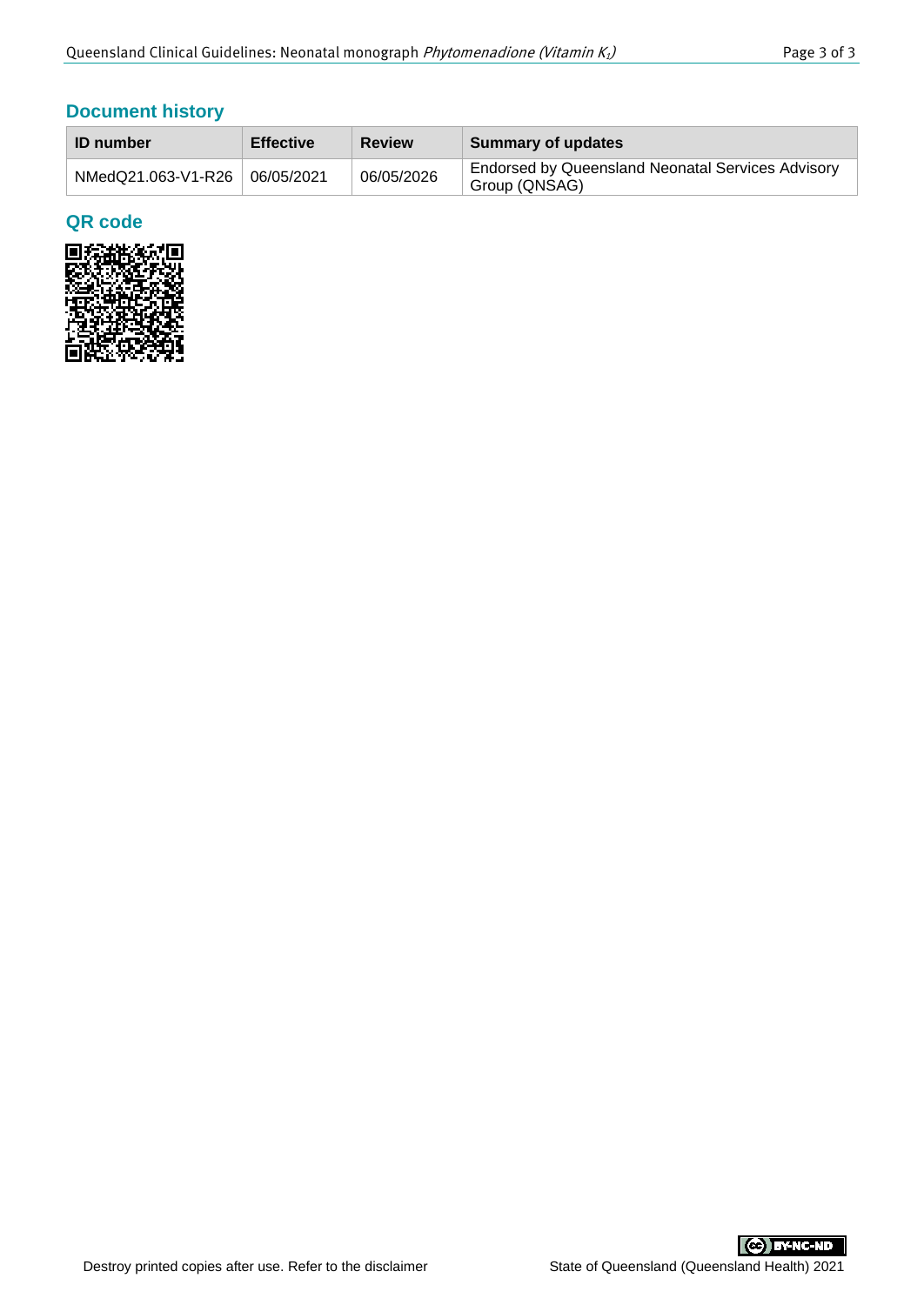## Document history

| ID number | Effective | Review | Summary of updates |
|---|---|---|---|
| NMedQ21.063-V1-R26 | 06/05/2021 | 06/05/2026 | Endorsed by Queensland Neonatal Services Advisory Group (QNSAG) |

## QR code

Destroy printed copies after use. Refer to the disclaimer

State of Queensland (Queensland Health) 2021